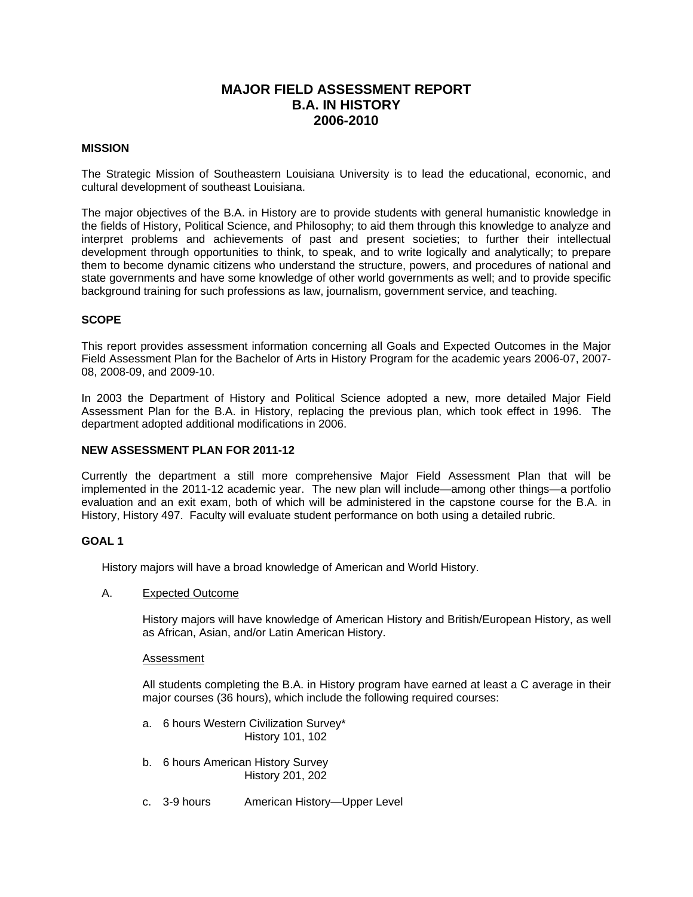# MAJOR FIELD ASSESSMENT REPORT
# B.A. IN HISTORY
# 2006-2010

## MISSION

The Strategic Mission of Southeastern Louisiana University is to lead the educational, economic, and cultural development of southeast Louisiana.

The major objectives of the B.A. in History are to provide students with general humanistic knowledge in the fields of History, Political Science, and Philosophy; to aid them through this knowledge to analyze and interpret problems and achievements of past and present societies; to further their intellectual development through opportunities to think, to speak, and to write logically and analytically; to prepare them to become dynamic citizens who understand the structure, powers, and procedures of national and state governments and have some knowledge of other world governments as well; and to provide specific background training for such professions as law, journalism, government service, and teaching.

## SCOPE

This report provides assessment information concerning all Goals and Expected Outcomes in the Major Field Assessment Plan for the Bachelor of Arts in History Program for the academic years 2006-07, 2007-08, 2008-09, and 2009-10.

In 2003 the Department of History and Political Science adopted a new, more detailed Major Field Assessment Plan for the B.A. in History, replacing the previous plan, which took effect in 1996. The department adopted additional modifications in 2006.

## NEW ASSESSMENT PLAN FOR 2011-12

Currently the department a still more comprehensive Major Field Assessment Plan that will be implemented in the 2011-12 academic year. The new plan will include—among other things—a portfolio evaluation and an exit exam, both of which will be administered in the capstone course for the B.A. in History, History 497. Faculty will evaluate student performance on both using a detailed rubric.

## GOAL 1

History majors will have a broad knowledge of American and World History.

A. Expected Outcome

History majors will have knowledge of American History and British/European History, as well as African, Asian, and/or Latin American History.

Assessment

All students completing the B.A. in History program have earned at least a C average in their major courses (36 hours), which include the following required courses:

a. 6 hours Western Civilization Survey*
   History 101, 102

b. 6 hours American History Survey
   History 201, 202

c. 3-9 hours American History—Upper Level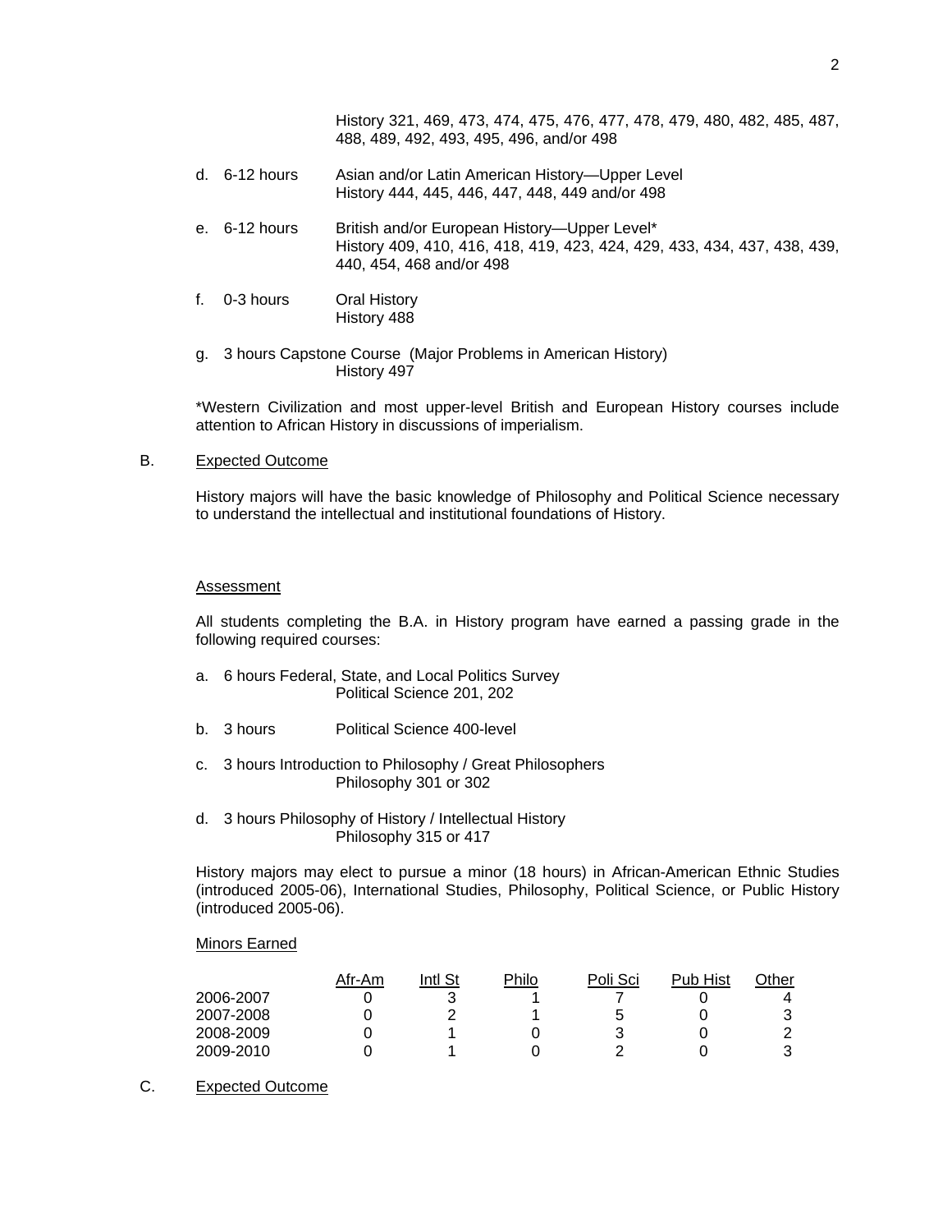History 321, 469, 473, 474, 475, 476, 477, 478, 479, 480, 482, 485, 487, 488, 489, 492, 493, 495, 496, and/or 498

d. 6-12 hours Asian and/or Latin American History—Upper Level
History 444, 445, 446, 447, 448, 449 and/or 498

e. 6-12 hours British and/or European History—Upper Level*
History 409, 410, 416, 418, 419, 423, 424, 429, 433, 434, 437, 438, 439, 440, 454, 468 and/or 498

f. 0-3 hours Oral History
History 488

g. 3 hours Capstone Course (Major Problems in American History)
History 497

*Western Civilization and most upper-level British and European History courses include attention to African History in discussions of imperialism.

B. Expected Outcome

History majors will have the basic knowledge of Philosophy and Political Science necessary to understand the intellectual and institutional foundations of History.

Assessment

All students completing the B.A. in History program have earned a passing grade in the following required courses:

a. 6 hours Federal, State, and Local Politics Survey
Political Science 201, 202

b. 3 hours Political Science 400-level

c. 3 hours Introduction to Philosophy / Great Philosophers
Philosophy 301 or 302

d. 3 hours Philosophy of History / Intellectual History
Philosophy 315 or 417

History majors may elect to pursue a minor (18 hours) in African-American Ethnic Studies (introduced 2005-06), International Studies, Philosophy, Political Science, or Public History (introduced 2005-06).

Minors Earned

| | Afr-Am | Intl St | Philo | Poli Sci | Pub Hist | Other |
|---|---|---|---|---|---|---|
| 2006-2007 | 0 | 3 | 1 | 7 | 0 | 4 |
| 2007-2008 | 0 | 2 | 1 | 5 | 0 | 3 |
| 2008-2009 | 0 | 1 | 0 | 3 | 0 | 2 |
| 2009-2010 | 0 | 1 | 0 | 2 | 0 | 3 |

C. Expected Outcome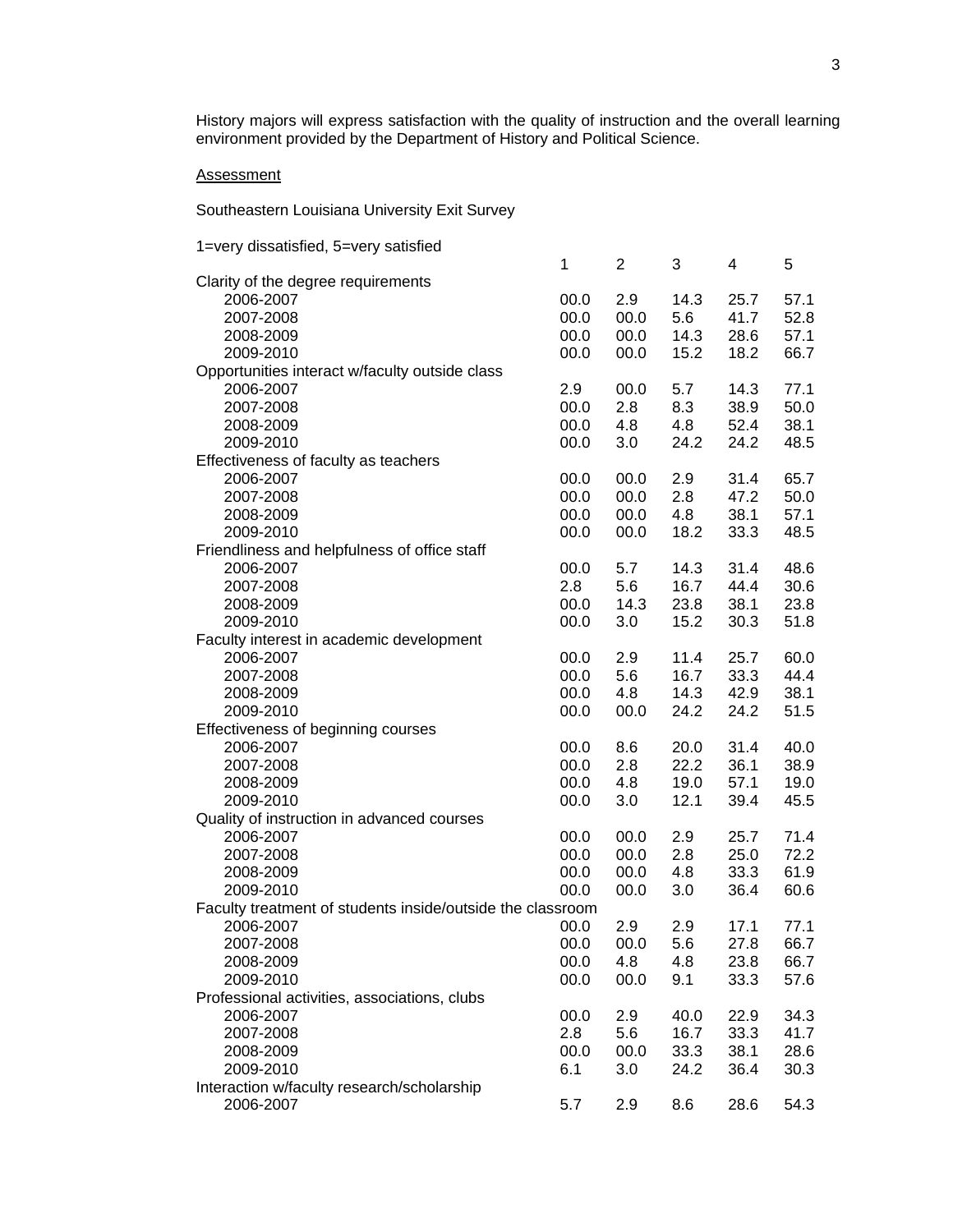History majors will express satisfaction with the quality of instruction and the overall learning environment provided by the Department of History and Political Science.

<u>Assessment</u>

Southeastern Louisiana University Exit Survey

1=very dissatisfied, 5=very satisfied

| | 1 | 2 | 3 | 4 | 5 |
|---|---|---|---|---|---|
| Clarity of the degree requirements | | | | | |
| 2006-2007 | 00.0 | 2.9 | 14.3 | 25.7 | 57.1 |
| 2007-2008 | 00.0 | 00.0 | 5.6 | 41.7 | 52.8 |
| 2008-2009 | 00.0 | 00.0 | 14.3 | 28.6 | 57.1 |
| 2009-2010 | 00.0 | 00.0 | 15.2 | 18.2 | 66.7 |
| Opportunities interact w/faculty outside class | | | | | |
| 2006-2007 | 2.9 | 00.0 | 5.7 | 14.3 | 77.1 |
| 2007-2008 | 00.0 | 2.8 | 8.3 | 38.9 | 50.0 |
| 2008-2009 | 00.0 | 4.8 | 4.8 | 52.4 | 38.1 |
| 2009-2010 | 00.0 | 3.0 | 24.2 | 24.2 | 48.5 |
| Effectiveness of faculty as teachers | | | | | |
| 2006-2007 | 00.0 | 00.0 | 2.9 | 31.4 | 65.7 |
| 2007-2008 | 00.0 | 00.0 | 2.8 | 47.2 | 50.0 |
| 2008-2009 | 00.0 | 00.0 | 4.8 | 38.1 | 57.1 |
| 2009-2010 | 00.0 | 00.0 | 18.2 | 33.3 | 48.5 |
| Friendliness and helpfulness of office staff | | | | | |
| 2006-2007 | 00.0 | 5.7 | 14.3 | 31.4 | 48.6 |
| 2007-2008 | 2.8 | 5.6 | 16.7 | 44.4 | 30.6 |
| 2008-2009 | 00.0 | 14.3 | 23.8 | 38.1 | 23.8 |
| 2009-2010 | 00.0 | 3.0 | 15.2 | 30.3 | 51.8 |
| Faculty interest in academic development | | | | | |
| 2006-2007 | 00.0 | 2.9 | 11.4 | 25.7 | 60.0 |
| 2007-2008 | 00.0 | 5.6 | 16.7 | 33.3 | 44.4 |
| 2008-2009 | 00.0 | 4.8 | 14.3 | 42.9 | 38.1 |
| 2009-2010 | 00.0 | 00.0 | 24.2 | 24.2 | 51.5 |
| Effectiveness of beginning courses | | | | | |
| 2006-2007 | 00.0 | 8.6 | 20.0 | 31.4 | 40.0 |
| 2007-2008 | 00.0 | 2.8 | 22.2 | 36.1 | 38.9 |
| 2008-2009 | 00.0 | 4.8 | 19.0 | 57.1 | 19.0 |
| 2009-2010 | 00.0 | 3.0 | 12.1 | 39.4 | 45.5 |
| Quality of instruction in advanced courses | | | | | |
| 2006-2007 | 00.0 | 00.0 | 2.9 | 25.7 | 71.4 |
| 2007-2008 | 00.0 | 00.0 | 2.8 | 25.0 | 72.2 |
| 2008-2009 | 00.0 | 00.0 | 4.8 | 33.3 | 61.9 |
| 2009-2010 | 00.0 | 00.0 | 3.0 | 36.4 | 60.6 |
| Faculty treatment of students inside/outside the classroom | | | | | |
| 2006-2007 | 00.0 | 2.9 | 2.9 | 17.1 | 77.1 |
| 2007-2008 | 00.0 | 00.0 | 5.6 | 27.8 | 66.7 |
| 2008-2009 | 00.0 | 4.8 | 4.8 | 23.8 | 66.7 |
| 2009-2010 | 00.0 | 00.0 | 9.1 | 33.3 | 57.6 |
| Professional activities, associations, clubs | | | | | |
| 2006-2007 | 00.0 | 2.9 | 40.0 | 22.9 | 34.3 |
| 2007-2008 | 2.8 | 5.6 | 16.7 | 33.3 | 41.7 |
| 2008-2009 | 00.0 | 00.0 | 33.3 | 38.1 | 28.6 |
| 2009-2010 | 6.1 | 3.0 | 24.2 | 36.4 | 30.3 |
| Interaction w/faculty research/scholarship | | | | | |
| 2006-2007 | 5.7 | 2.9 | 8.6 | 28.6 | 54.3 |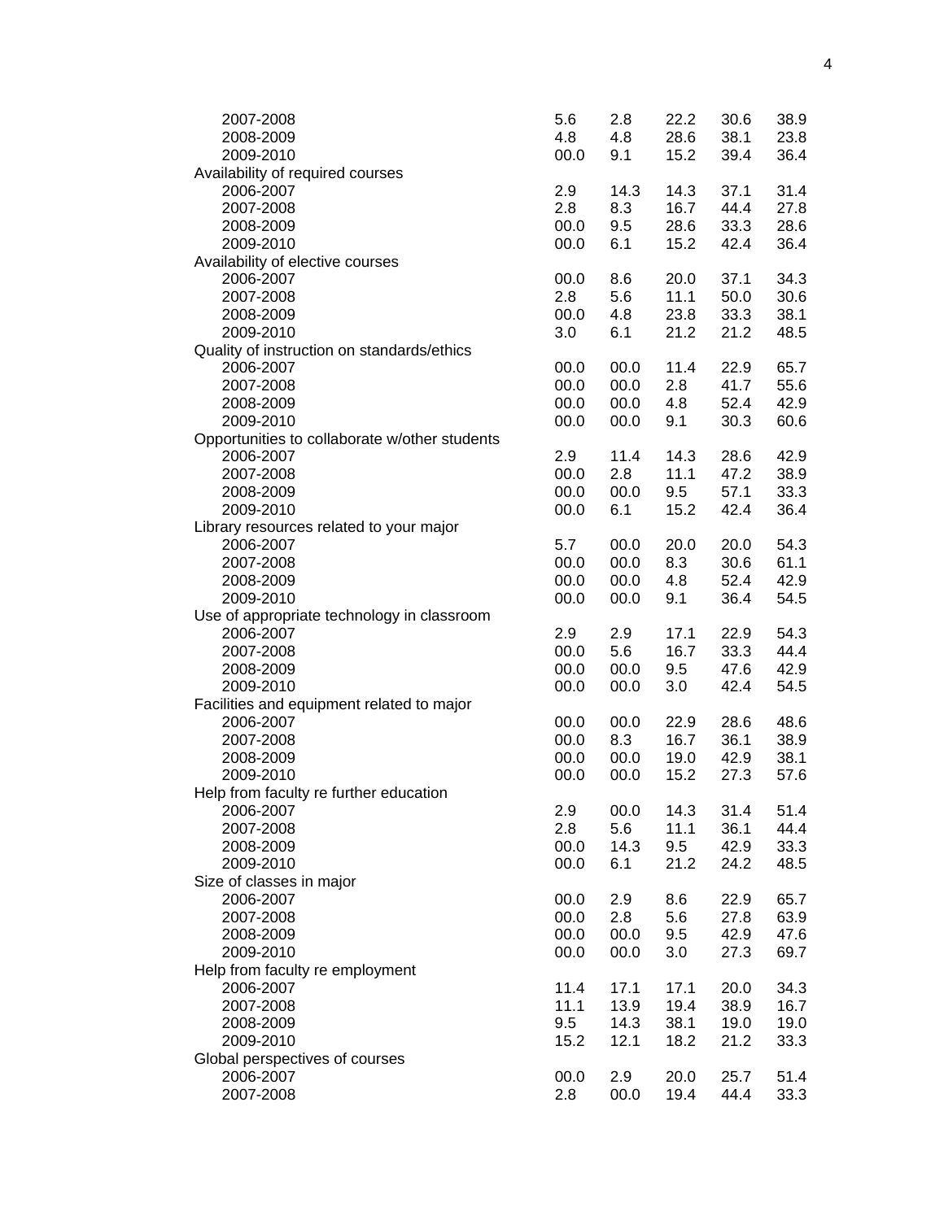|  |  |  |  |  |  |
|---|---|---|---|---|---|
| 2007-2008 | 5.6 | 2.8 | 22.2 | 30.6 | 38.9 |
| 2008-2009 | 4.8 | 4.8 | 28.6 | 38.1 | 23.8 |
| 2009-2010 | 00.0 | 9.1 | 15.2 | 39.4 | 36.4 |
| Availability of required courses |  |  |  |  |  |
| 2006-2007 | 2.9 | 14.3 | 14.3 | 37.1 | 31.4 |
| 2007-2008 | 2.8 | 8.3 | 16.7 | 44.4 | 27.8 |
| 2008-2009 | 00.0 | 9.5 | 28.6 | 33.3 | 28.6 |
| 2009-2010 | 00.0 | 6.1 | 15.2 | 42.4 | 36.4 |
| Availability of elective courses |  |  |  |  |  |
| 2006-2007 | 00.0 | 8.6 | 20.0 | 37.1 | 34.3 |
| 2007-2008 | 2.8 | 5.6 | 11.1 | 50.0 | 30.6 |
| 2008-2009 | 00.0 | 4.8 | 23.8 | 33.3 | 38.1 |
| 2009-2010 | 3.0 | 6.1 | 21.2 | 21.2 | 48.5 |
| Quality of instruction on standards/ethics |  |  |  |  |  |
| 2006-2007 | 00.0 | 00.0 | 11.4 | 22.9 | 65.7 |
| 2007-2008 | 00.0 | 00.0 | 2.8 | 41.7 | 55.6 |
| 2008-2009 | 00.0 | 00.0 | 4.8 | 52.4 | 42.9 |
| 2009-2010 | 00.0 | 00.0 | 9.1 | 30.3 | 60.6 |
| Opportunities to collaborate w/other students |  |  |  |  |  |
| 2006-2007 | 2.9 | 11.4 | 14.3 | 28.6 | 42.9 |
| 2007-2008 | 00.0 | 2.8 | 11.1 | 47.2 | 38.9 |
| 2008-2009 | 00.0 | 00.0 | 9.5 | 57.1 | 33.3 |
| 2009-2010 | 00.0 | 6.1 | 15.2 | 42.4 | 36.4 |
| Library resources related to your major |  |  |  |  |  |
| 2006-2007 | 5.7 | 00.0 | 20.0 | 20.0 | 54.3 |
| 2007-2008 | 00.0 | 00.0 | 8.3 | 30.6 | 61.1 |
| 2008-2009 | 00.0 | 00.0 | 4.8 | 52.4 | 42.9 |
| 2009-2010 | 00.0 | 00.0 | 9.1 | 36.4 | 54.5 |
| Use of appropriate technology in classroom |  |  |  |  |  |
| 2006-2007 | 2.9 | 2.9 | 17.1 | 22.9 | 54.3 |
| 2007-2008 | 00.0 | 5.6 | 16.7 | 33.3 | 44.4 |
| 2008-2009 | 00.0 | 00.0 | 9.5 | 47.6 | 42.9 |
| 2009-2010 | 00.0 | 00.0 | 3.0 | 42.4 | 54.5 |
| Facilities and equipment related to major |  |  |  |  |  |
| 2006-2007 | 00.0 | 00.0 | 22.9 | 28.6 | 48.6 |
| 2007-2008 | 00.0 | 8.3 | 16.7 | 36.1 | 38.9 |
| 2008-2009 | 00.0 | 00.0 | 19.0 | 42.9 | 38.1 |
| 2009-2010 | 00.0 | 00.0 | 15.2 | 27.3 | 57.6 |
| Help from faculty re further education |  |  |  |  |  |
| 2006-2007 | 2.9 | 00.0 | 14.3 | 31.4 | 51.4 |
| 2007-2008 | 2.8 | 5.6 | 11.1 | 36.1 | 44.4 |
| 2008-2009 | 00.0 | 14.3 | 9.5 | 42.9 | 33.3 |
| 2009-2010 | 00.0 | 6.1 | 21.2 | 24.2 | 48.5 |
| Size of classes in major |  |  |  |  |  |
| 2006-2007 | 00.0 | 2.9 | 8.6 | 22.9 | 65.7 |
| 2007-2008 | 00.0 | 2.8 | 5.6 | 27.8 | 63.9 |
| 2008-2009 | 00.0 | 00.0 | 9.5 | 42.9 | 47.6 |
| 2009-2010 | 00.0 | 00.0 | 3.0 | 27.3 | 69.7 |
| Help from faculty re employment |  |  |  |  |  |
| 2006-2007 | 11.4 | 17.1 | 17.1 | 20.0 | 34.3 |
| 2007-2008 | 11.1 | 13.9 | 19.4 | 38.9 | 16.7 |
| 2008-2009 | 9.5 | 14.3 | 38.1 | 19.0 | 19.0 |
| 2009-2010 | 15.2 | 12.1 | 18.2 | 21.2 | 33.3 |
| Global perspectives of courses |  |  |  |  |  |
| 2006-2007 | 00.0 | 2.9 | 20.0 | 25.7 | 51.4 |
| 2007-2008 | 2.8 | 00.0 | 19.4 | 44.4 | 33.3 |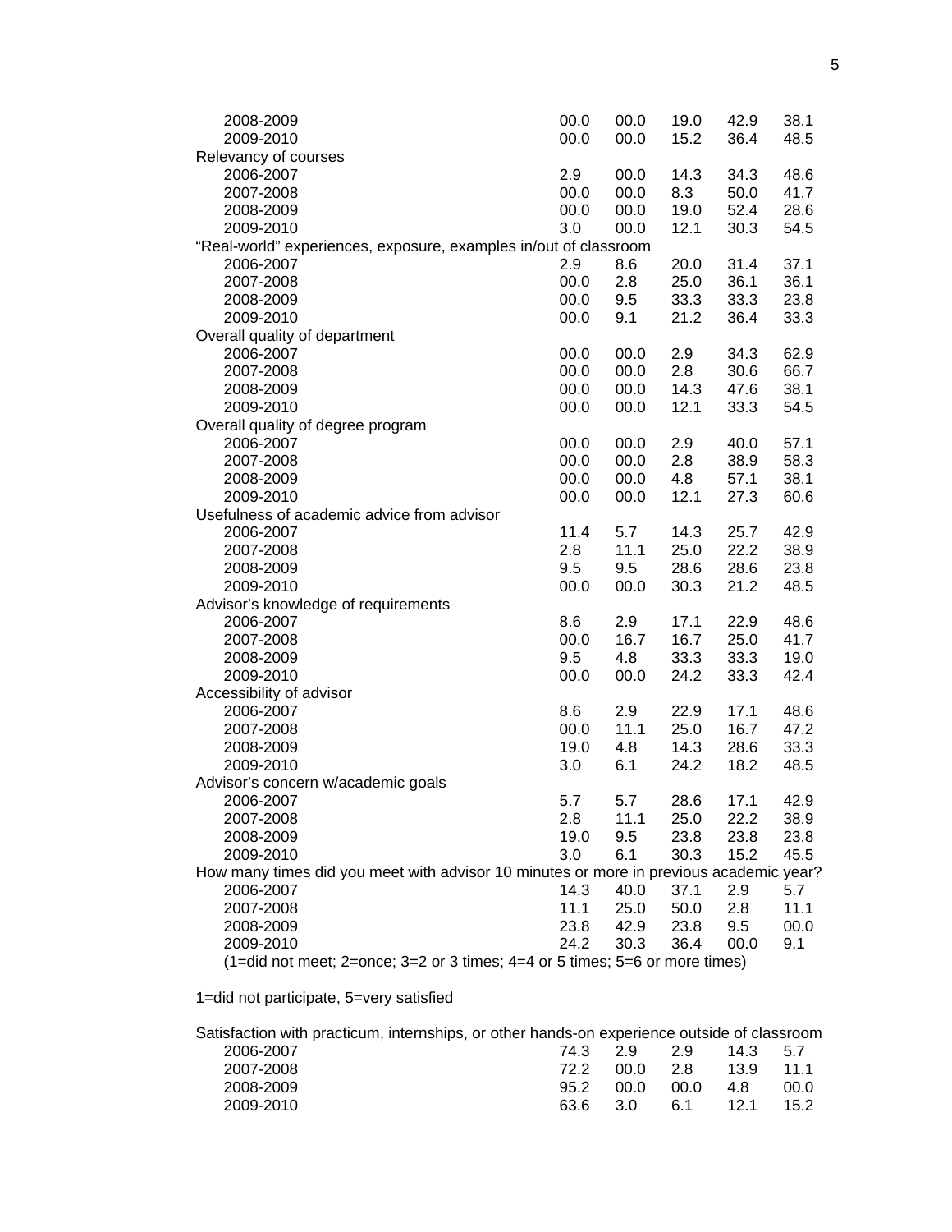| | | | | | |
|---|---|---|---|---|---|
| 2008-2009 | 00.0 | 00.0 | 19.0 | 42.9 | 38.1 |
| 2009-2010 | 00.0 | 00.0 | 15.2 | 36.4 | 48.5 |
| Relevancy of courses | | | | | |
| 2006-2007 | 2.9 | 00.0 | 14.3 | 34.3 | 48.6 |
| 2007-2008 | 00.0 | 00.0 | 8.3 | 50.0 | 41.7 |
| 2008-2009 | 00.0 | 00.0 | 19.0 | 52.4 | 28.6 |
| 2009-2010 | 3.0 | 00.0 | 12.1 | 30.3 | 54.5 |
| "Real-world" experiences, exposure, examples in/out of classroom | | | | | |
| 2006-2007 | 2.9 | 8.6 | 20.0 | 31.4 | 37.1 |
| 2007-2008 | 00.0 | 2.8 | 25.0 | 36.1 | 36.1 |
| 2008-2009 | 00.0 | 9.5 | 33.3 | 33.3 | 23.8 |
| 2009-2010 | 00.0 | 9.1 | 21.2 | 36.4 | 33.3 |
| Overall quality of department | | | | | |
| 2006-2007 | 00.0 | 00.0 | 2.9 | 34.3 | 62.9 |
| 2007-2008 | 00.0 | 00.0 | 2.8 | 30.6 | 66.7 |
| 2008-2009 | 00.0 | 00.0 | 14.3 | 47.6 | 38.1 |
| 2009-2010 | 00.0 | 00.0 | 12.1 | 33.3 | 54.5 |
| Overall quality of degree program | | | | | |
| 2006-2007 | 00.0 | 00.0 | 2.9 | 40.0 | 57.1 |
| 2007-2008 | 00.0 | 00.0 | 2.8 | 38.9 | 58.3 |
| 2008-2009 | 00.0 | 00.0 | 4.8 | 57.1 | 38.1 |
| 2009-2010 | 00.0 | 00.0 | 12.1 | 27.3 | 60.6 |
| Usefulness of academic advice from advisor | | | | | |
| 2006-2007 | 11.4 | 5.7 | 14.3 | 25.7 | 42.9 |
| 2007-2008 | 2.8 | 11.1 | 25.0 | 22.2 | 38.9 |
| 2008-2009 | 9.5 | 9.5 | 28.6 | 28.6 | 23.8 |
| 2009-2010 | 00.0 | 00.0 | 30.3 | 21.2 | 48.5 |
| Advisor's knowledge of requirements | | | | | |
| 2006-2007 | 8.6 | 2.9 | 17.1 | 22.9 | 48.6 |
| 2007-2008 | 00.0 | 16.7 | 16.7 | 25.0 | 41.7 |
| 2008-2009 | 9.5 | 4.8 | 33.3 | 33.3 | 19.0 |
| 2009-2010 | 00.0 | 00.0 | 24.2 | 33.3 | 42.4 |
| Accessibility of advisor | | | | | |
| 2006-2007 | 8.6 | 2.9 | 22.9 | 17.1 | 48.6 |
| 2007-2008 | 00.0 | 11.1 | 25.0 | 16.7 | 47.2 |
| 2008-2009 | 19.0 | 4.8 | 14.3 | 28.6 | 33.3 |
| 2009-2010 | 3.0 | 6.1 | 24.2 | 18.2 | 48.5 |
| Advisor's concern w/academic goals | | | | | |
| 2006-2007 | 5.7 | 5.7 | 28.6 | 17.1 | 42.9 |
| 2007-2008 | 2.8 | 11.1 | 25.0 | 22.2 | 38.9 |
| 2008-2009 | 19.0 | 9.5 | 23.8 | 23.8 | 23.8 |
| 2009-2010 | 3.0 | 6.1 | 30.3 | 15.2 | 45.5 |
| How many times did you meet with advisor 10 minutes or more in previous academic year? | | | | | |
| 2006-2007 | 14.3 | 40.0 | 37.1 | 2.9 | 5.7 |
| 2007-2008 | 11.1 | 25.0 | 50.0 | 2.8 | 11.1 |
| 2008-2009 | 23.8 | 42.9 | 23.8 | 9.5 | 00.0 |
| 2009-2010 | 24.2 | 30.3 | 36.4 | 00.0 | 9.1 |

(1=did not meet; 2=once; 3=2 or 3 times; 4=4 or 5 times; 5=6 or more times)

1=did not participate, 5=very satisfied

| | | | | | |
|---|---|---|---|---|---|
| Satisfaction with practicum, internships, or other hands-on experience outside of classroom | | | | | |
| 2006-2007 | 74.3 | 2.9 | 2.9 | 14.3 | 5.7 |
| 2007-2008 | 72.2 | 00.0 | 2.8 | 13.9 | 11.1 |
| 2008-2009 | 95.2 | 00.0 | 00.0 | 4.8 | 00.0 |
| 2009-2010 | 63.6 | 3.0 | 6.1 | 12.1 | 15.2 |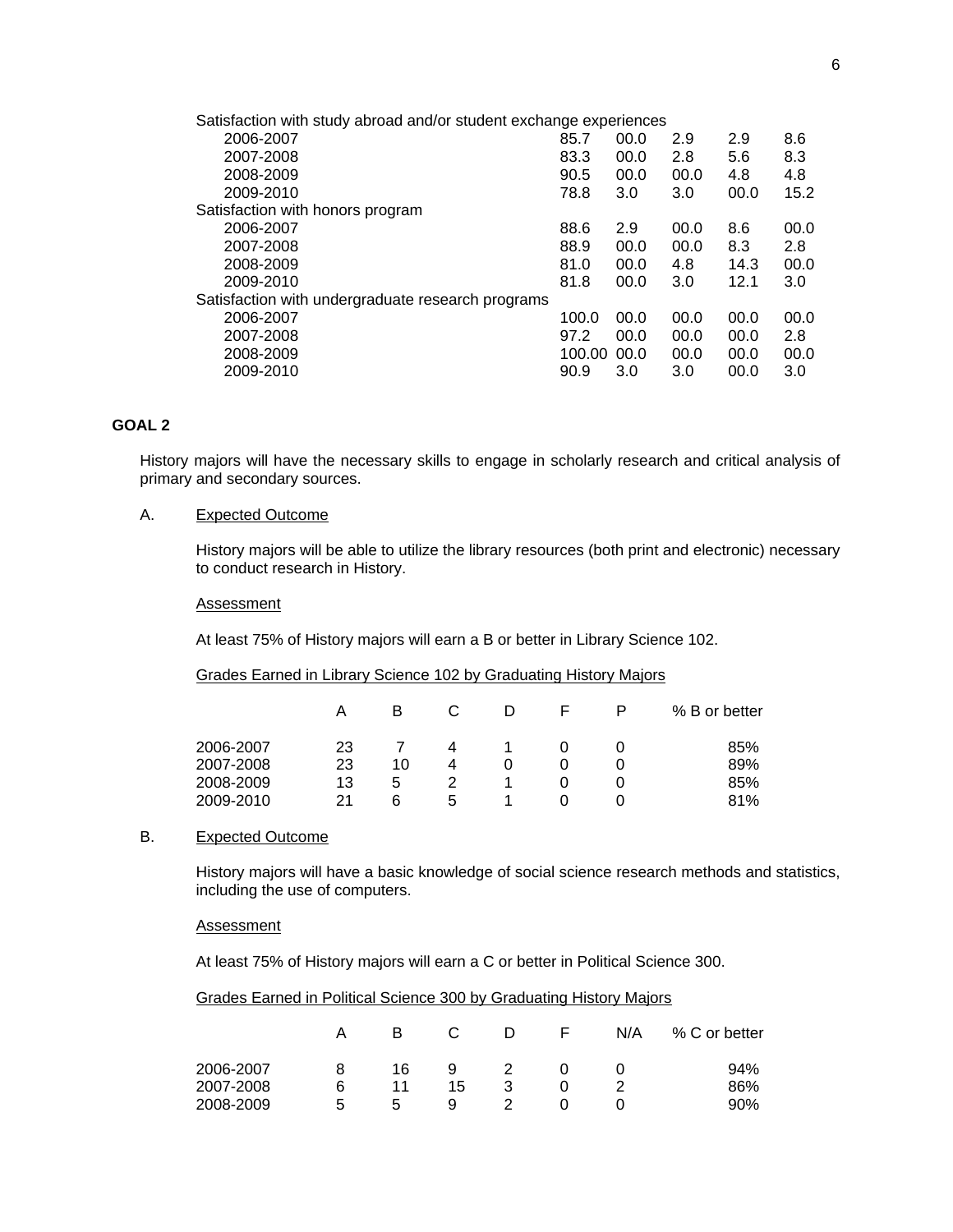| | | | | | |
|---|---|---|---|---|---|
| Satisfaction with study abroad and/or student exchange experiences | | | | | |
| 2006-2007 | 85.7 | 00.0 | 2.9 | 2.9 | 8.6 |
| 2007-2008 | 83.3 | 00.0 | 2.8 | 5.6 | 8.3 |
| 2008-2009 | 90.5 | 00.0 | 00.0 | 4.8 | 4.8 |
| 2009-2010 | 78.8 | 3.0 | 3.0 | 00.0 | 15.2 |
| Satisfaction with honors program | | | | | |
| 2006-2007 | 88.6 | 2.9 | 00.0 | 8.6 | 00.0 |
| 2007-2008 | 88.9 | 00.0 | 00.0 | 8.3 | 2.8 |
| 2008-2009 | 81.0 | 00.0 | 4.8 | 14.3 | 00.0 |
| 2009-2010 | 81.8 | 00.0 | 3.0 | 12.1 | 3.0 |
| Satisfaction with undergraduate research programs | | | | | |
| 2006-2007 | 100.0 | 00.0 | 00.0 | 00.0 | 00.0 |
| 2007-2008 | 97.2 | 00.0 | 00.0 | 00.0 | 2.8 |
| 2008-2009 | 100.00 | 00.0 | 00.0 | 00.0 | 00.0 |
| 2009-2010 | 90.9 | 3.0 | 3.0 | 00.0 | 3.0 |

## GOAL 2

History majors will have the necessary skills to engage in scholarly research and critical analysis of primary and secondary sources.

A. Expected Outcome

History majors will be able to utilize the library resources (both print and electronic) necessary to conduct research in History.

Assessment

At least 75% of History majors will earn a B or better in Library Science 102.

Grades Earned in Library Science 102 by Graduating History Majors

| | A | B | C | D | F | P | % B or better |
|---|---|---|---|---|---|---|---|
| 2006-2007 | 23 | 7 | 4 | 1 | 0 | 0 | 85% |
| 2007-2008 | 23 | 10 | 4 | 0 | 0 | 0 | 89% |
| 2008-2009 | 13 | 5 | 2 | 1 | 0 | 0 | 85% |
| 2009-2010 | 21 | 6 | 5 | 1 | 0 | 0 | 81% |

B. Expected Outcome

History majors will have a basic knowledge of social science research methods and statistics, including the use of computers.

Assessment

At least 75% of History majors will earn a C or better in Political Science 300.

Grades Earned in Political Science 300 by Graduating History Majors

| | A | B | C | D | F | N/A | % C or better |
|---|---|---|---|---|---|---|---|
| 2006-2007 | 8 | 16 | 9 | 2 | 0 | 0 | 94% |
| 2007-2008 | 6 | 11 | 15 | 3 | 0 | 2 | 86% |
| 2008-2009 | 5 | 5 | 9 | 2 | 0 | 0 | 90% |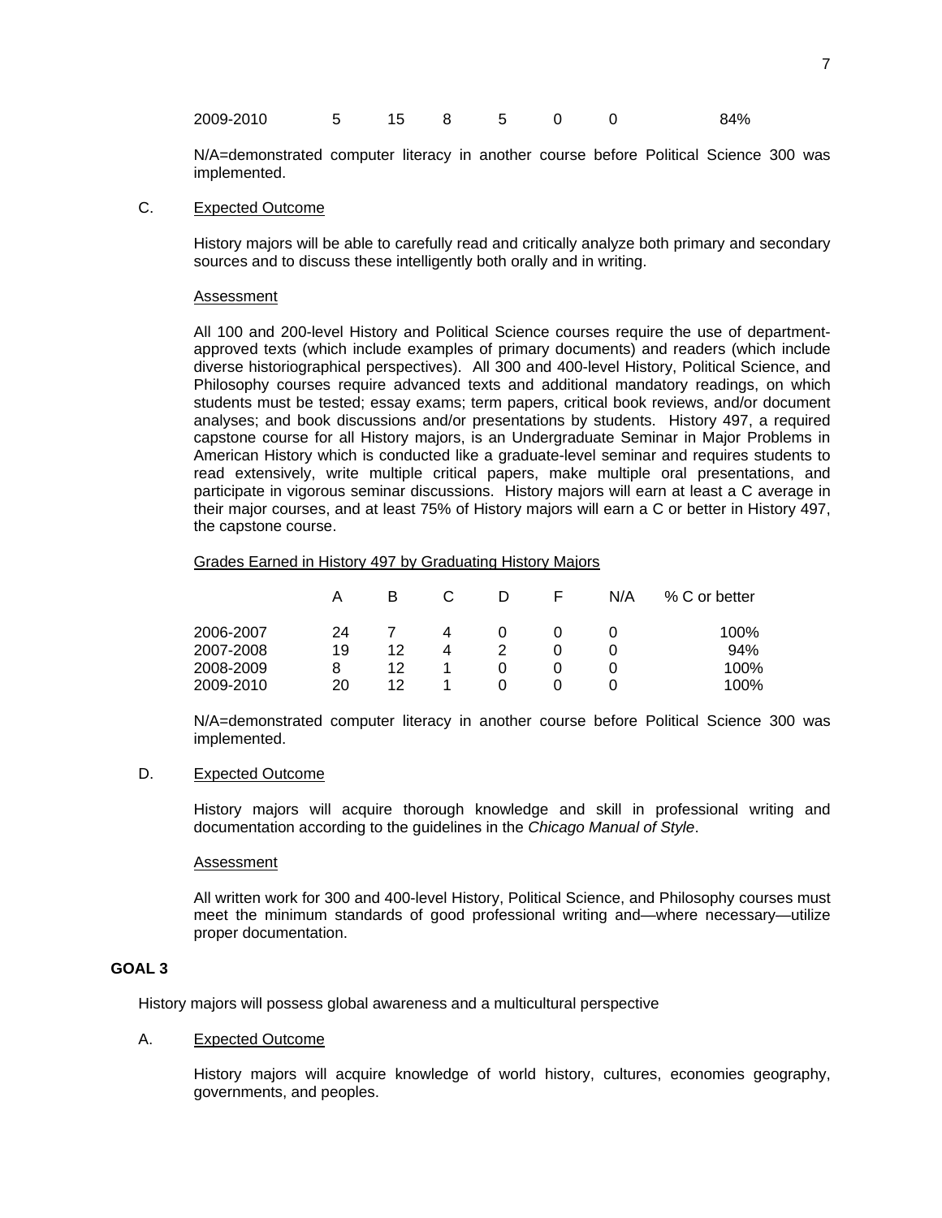| | | | | | | | |
|---|---|---|---|---|---|---|---|
| 2009-2010 | 5 | 15 | 8 | 5 | 0 | 0 | 84% |

N/A=demonstrated computer literacy in another course before Political Science 300 was implemented.

C. <u>Expected Outcome</u>

History majors will be able to carefully read and critically analyze both primary and secondary sources and to discuss these intelligently both orally and in writing.

<u>Assessment</u>

All 100 and 200-level History and Political Science courses require the use of department-approved texts (which include examples of primary documents) and readers (which include diverse historiographical perspectives). All 300 and 400-level History, Political Science, and Philosophy courses require advanced texts and additional mandatory readings, on which students must be tested; essay exams; term papers, critical book reviews, and/or document analyses; and book discussions and/or presentations by students. History 497, a required capstone course for all History majors, is an Undergraduate Seminar in Major Problems in American History which is conducted like a graduate-level seminar and requires students to read extensively, write multiple critical papers, make multiple oral presentations, and participate in vigorous seminar discussions. History majors will earn at least a C average in their major courses, and at least 75% of History majors will earn a C or better in History 497, the capstone course.

<u>Grades Earned in History 497 by Graduating History Majors</u>

| | A | B | C | D | F | N/A | % C or better |
|---|---|---|---|---|---|---|---|
| 2006-2007 | 24 | 7 | 4 | 0 | 0 | 0 | 100% |
| 2007-2008 | 19 | 12 | 4 | 2 | 0 | 0 | 94% |
| 2008-2009 | 8 | 12 | 1 | 0 | 0 | 0 | 100% |
| 2009-2010 | 20 | 12 | 1 | 0 | 0 | 0 | 100% |

N/A=demonstrated computer literacy in another course before Political Science 300 was implemented.

D. <u>Expected Outcome</u>

History majors will acquire thorough knowledge and skill in professional writing and documentation according to the guidelines in the *Chicago Manual of Style*.

<u>Assessment</u>

All written work for 300 and 400-level History, Political Science, and Philosophy courses must meet the minimum standards of good professional writing and—where necessary—utilize proper documentation.

**GOAL 3**

History majors will possess global awareness and a multicultural perspective

A. <u>Expected Outcome</u>

History majors will acquire knowledge of world history, cultures, economies geography, governments, and peoples.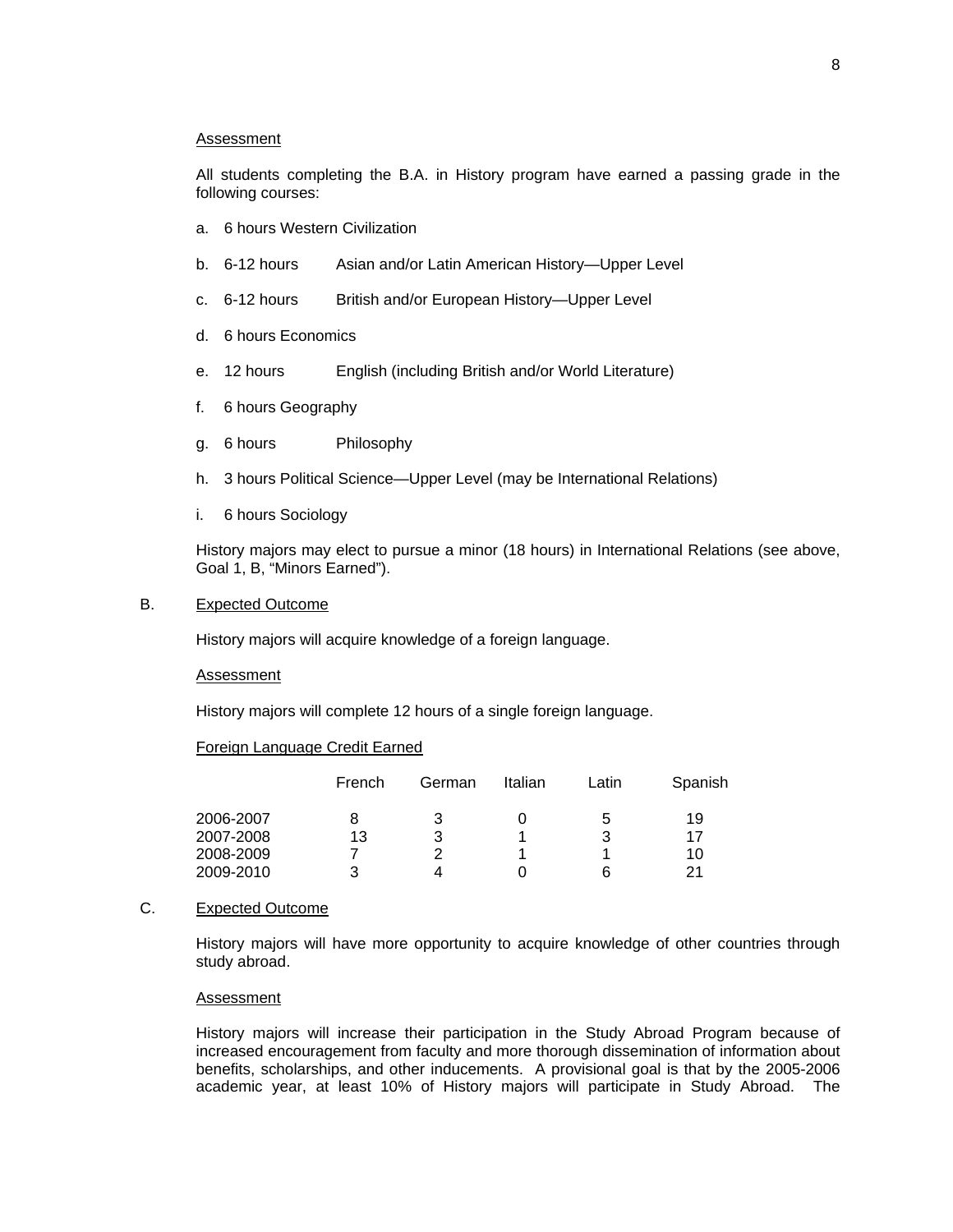Assessment

All students completing the B.A. in History program have earned a passing grade in the following courses:

a. 6 hours Western Civilization

b. 6-12 hours Asian and/or Latin American History—Upper Level

c. 6-12 hours British and/or European History—Upper Level

d. 6 hours Economics

e. 12 hours English (including British and/or World Literature)

f. 6 hours Geography

g. 6 hours Philosophy

h. 3 hours Political Science—Upper Level (may be International Relations)

i. 6 hours Sociology

History majors may elect to pursue a minor (18 hours) in International Relations (see above, Goal 1, B, "Minors Earned").

B. Expected Outcome

History majors will acquire knowledge of a foreign language.

Assessment

History majors will complete 12 hours of a single foreign language.

Foreign Language Credit Earned

| | French | German | Italian | Latin | Spanish |
|---|---|---|---|---|---|
| 2006-2007 | 8 | 3 | 0 | 5 | 19 |
| 2007-2008 | 13 | 3 | 1 | 3 | 17 |
| 2008-2009 | 7 | 2 | 1 | 1 | 10 |
| 2009-2010 | 3 | 4 | 0 | 6 | 21 |

C. Expected Outcome

History majors will have more opportunity to acquire knowledge of other countries through study abroad.

Assessment

History majors will increase their participation in the Study Abroad Program because of increased encouragement from faculty and more thorough dissemination of information about benefits, scholarships, and other inducements. A provisional goal is that by the 2005-2006 academic year, at least 10% of History majors will participate in Study Abroad. The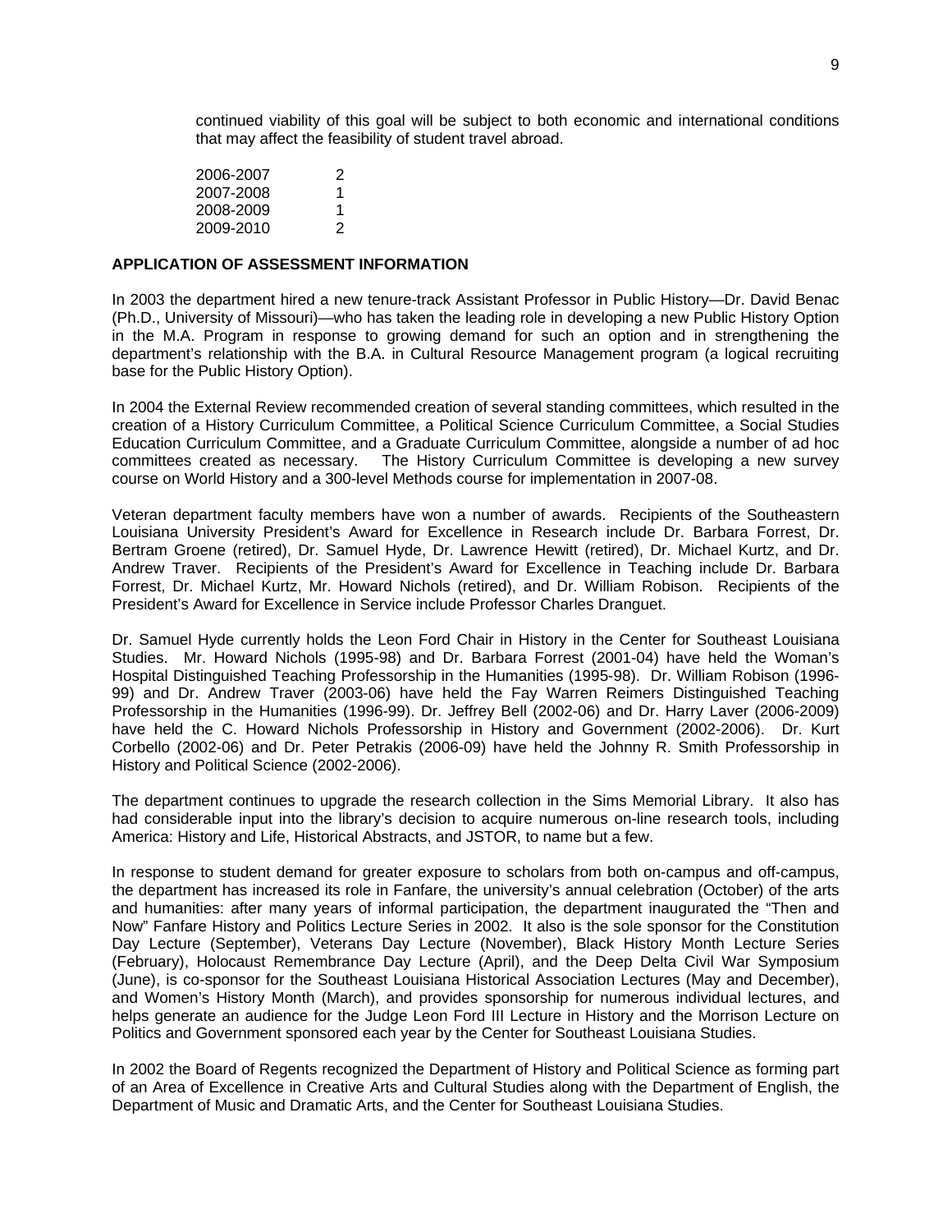continued viability of this goal will be subject to both economic and international conditions that may affect the feasibility of student travel abroad.

| | |
|---|---|
| 2006-2007 | 2 |
| 2007-2008 | 1 |
| 2008-2009 | 1 |
| 2009-2010 | 2 |

**APPLICATION OF ASSESSMENT INFORMATION**

In 2003 the department hired a new tenure-track Assistant Professor in Public History—Dr. David Benac (Ph.D., University of Missouri)—who has taken the leading role in developing a new Public History Option in the M.A. Program in response to growing demand for such an option and in strengthening the department's relationship with the B.A. in Cultural Resource Management program (a logical recruiting base for the Public History Option).

In 2004 the External Review recommended creation of several standing committees, which resulted in the creation of a History Curriculum Committee, a Political Science Curriculum Committee, a Social Studies Education Curriculum Committee, and a Graduate Curriculum Committee, alongside a number of ad hoc committees created as necessary. The History Curriculum Committee is developing a new survey course on World History and a 300-level Methods course for implementation in 2007-08.

Veteran department faculty members have won a number of awards. Recipients of the Southeastern Louisiana University President's Award for Excellence in Research include Dr. Barbara Forrest, Dr. Bertram Groene (retired), Dr. Samuel Hyde, Dr. Lawrence Hewitt (retired), Dr. Michael Kurtz, and Dr. Andrew Traver. Recipients of the President's Award for Excellence in Teaching include Dr. Barbara Forrest, Dr. Michael Kurtz, Mr. Howard Nichols (retired), and Dr. William Robison. Recipients of the President's Award for Excellence in Service include Professor Charles Dranguet.

Dr. Samuel Hyde currently holds the Leon Ford Chair in History in the Center for Southeast Louisiana Studies. Mr. Howard Nichols (1995-98) and Dr. Barbara Forrest (2001-04) have held the Woman's Hospital Distinguished Teaching Professorship in the Humanities (1995-98). Dr. William Robison (1996-99) and Dr. Andrew Traver (2003-06) have held the Fay Warren Reimers Distinguished Teaching Professorship in the Humanities (1996-99). Dr. Jeffrey Bell (2002-06) and Dr. Harry Laver (2006-2009) have held the C. Howard Nichols Professorship in History and Government (2002-2006). Dr. Kurt Corbello (2002-06) and Dr. Peter Petrakis (2006-09) have held the Johnny R. Smith Professorship in History and Political Science (2002-2006).

The department continues to upgrade the research collection in the Sims Memorial Library. It also has had considerable input into the library's decision to acquire numerous on-line research tools, including America: History and Life, Historical Abstracts, and JSTOR, to name but a few.

In response to student demand for greater exposure to scholars from both on-campus and off-campus, the department has increased its role in Fanfare, the university's annual celebration (October) of the arts and humanities: after many years of informal participation, the department inaugurated the "Then and Now" Fanfare History and Politics Lecture Series in 2002. It also is the sole sponsor for the Constitution Day Lecture (September), Veterans Day Lecture (November), Black History Month Lecture Series (February), Holocaust Remembrance Day Lecture (April), and the Deep Delta Civil War Symposium (June), is co-sponsor for the Southeast Louisiana Historical Association Lectures (May and December), and Women's History Month (March), and provides sponsorship for numerous individual lectures, and helps generate an audience for the Judge Leon Ford III Lecture in History and the Morrison Lecture on Politics and Government sponsored each year by the Center for Southeast Louisiana Studies.

In 2002 the Board of Regents recognized the Department of History and Political Science as forming part of an Area of Excellence in Creative Arts and Cultural Studies along with the Department of English, the Department of Music and Dramatic Arts, and the Center for Southeast Louisiana Studies.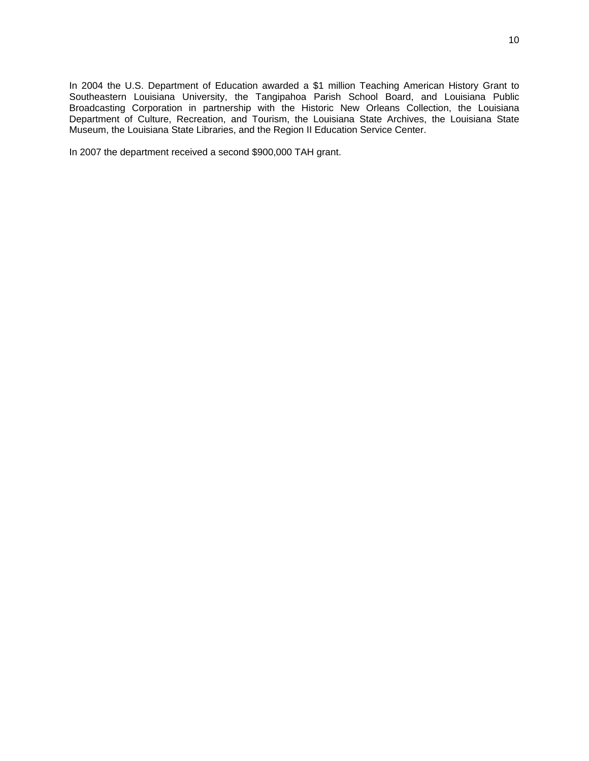In 2004 the U.S. Department of Education awarded a $1 million Teaching American History Grant to Southeastern Louisiana University, the Tangipahoa Parish School Board, and Louisiana Public Broadcasting Corporation in partnership with the Historic New Orleans Collection, the Louisiana Department of Culture, Recreation, and Tourism, the Louisiana State Archives, the Louisiana State Museum, the Louisiana State Libraries, and the Region II Education Service Center.

In 2007 the department received a second $900,000 TAH grant.